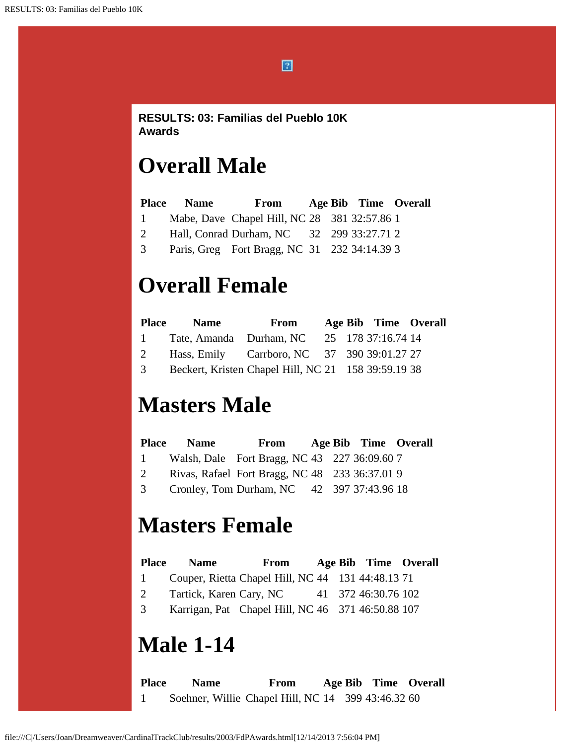**RESULTS: 03: Familias del Pueblo 10K**
**Awards**

# Overall Male

| Place | Name | From | Age | Bib | Time | Overall |
|---|---|---|---|---|---|---|
| 1 | Mabe, Dave | Chapel Hill, NC | 28 | 381 | 32:57.86 | 1 |
| 2 | Hall, Conrad | Durham, NC | 32 | 299 | 33:27.71 | 2 |
| 3 | Paris, Greg | Fort Bragg, NC | 31 | 232 | 34:14.39 | 3 |

# Overall Female

| Place | Name | From | Age | Bib | Time | Overall |
|---|---|---|---|---|---|---|
| 1 | Tate, Amanda | Durham, NC | 25 | 178 | 37:16.74 | 14 |
| 2 | Hass, Emily | Carrboro, NC | 37 | 390 | 39:01.27 | 27 |
| 3 | Beckert, Kristen | Chapel Hill, NC | 21 | 158 | 39:59.19 | 38 |

# Masters Male

| Place | Name | From | Age | Bib | Time | Overall |
|---|---|---|---|---|---|---|
| 1 | Walsh, Dale | Fort Bragg, NC | 43 | 227 | 36:09.60 | 7 |
| 2 | Rivas, Rafael | Fort Bragg, NC | 48 | 233 | 36:37.01 | 9 |
| 3 | Cronley, Tom | Durham, NC | 42 | 397 | 37:43.96 | 18 |

# Masters Female

| Place | Name | From | Age | Bib | Time | Overall |
|---|---|---|---|---|---|---|
| 1 | Couper, Rietta | Chapel Hill, NC | 44 | 131 | 44:48.13 | 71 |
| 2 | Tartick, Karen | Cary, NC | 41 | 372 | 46:30.76 | 102 |
| 3 | Karrigan, Pat | Chapel Hill, NC | 46 | 371 | 46:50.88 | 107 |

# Male 1-14

| Place | Name | From | Age | Bib | Time | Overall |
|---|---|---|---|---|---|---|
| 1 | Soehner, Willie | Chapel Hill, NC | 14 | 399 | 43:46.32 | 60 |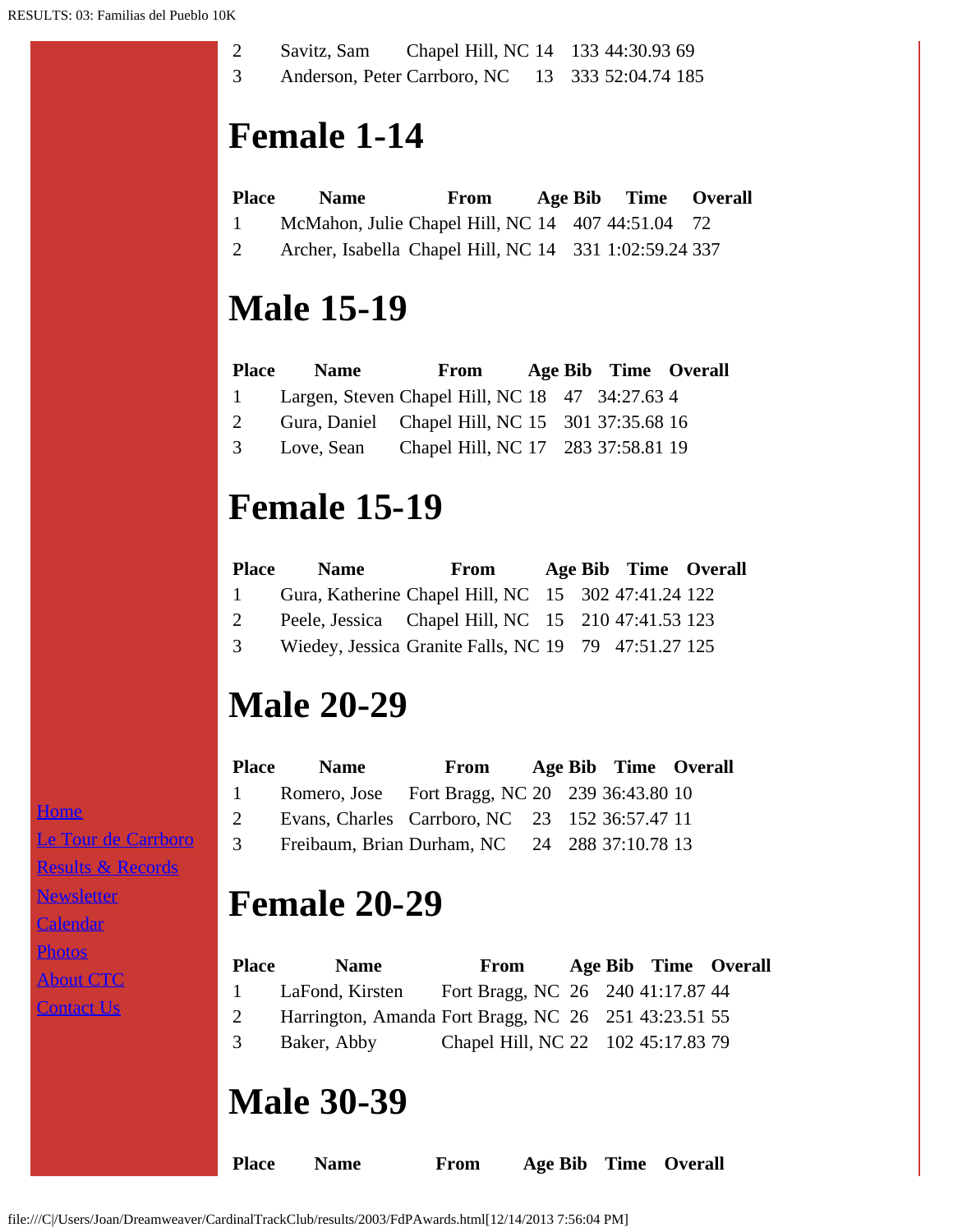| Place | Name | From | Age | Bib | Time | Overall |
|---|---|---|---|---|---|---|
| 2 | Savitz, Sam | Chapel Hill, NC | 14 | 133 | 44:30.93 | 69 |
| 3 | Anderson, Peter | Carrboro, NC | 13 | 333 | 52:04.74 | 185 |

# Female 1-14

| Place | Name | From | Age | Bib | Time | Overall |
|---|---|---|---|---|---|---|
| 1 | McMahon, Julie | Chapel Hill, NC | 14 | 407 | 44:51.04 | 72 |
| 2 | Archer, Isabella | Chapel Hill, NC | 14 | 331 | 1:02:59.24 | 337 |

# Male 15-19

| Place | Name | From | Age | Bib | Time | Overall |
|---|---|---|---|---|---|---|
| 1 | Largen, Steven | Chapel Hill, NC | 18 | 47 | 34:27.63 | 4 |
| 2 | Gura, Daniel | Chapel Hill, NC | 15 | 301 | 37:35.68 | 16 |
| 3 | Love, Sean | Chapel Hill, NC | 17 | 283 | 37:58.81 | 19 |

# Female 15-19

| Place | Name | From | Age | Bib | Time | Overall |
|---|---|---|---|---|---|---|
| 1 | Gura, Katherine | Chapel Hill, NC | 15 | 302 | 47:41.24 | 122 |
| 2 | Peele, Jessica | Chapel Hill, NC | 15 | 210 | 47:41.53 | 123 |
| 3 | Wiedey, Jessica | Granite Falls, NC | 19 | 79 | 47:51.27 | 125 |

# Male 20-29

| Place | Name | From | Age | Bib | Time | Overall |
|---|---|---|---|---|---|---|
| 1 | Romero, Jose | Fort Bragg, NC | 20 | 239 | 36:43.80 | 10 |
| 2 | Evans, Charles | Carrboro, NC | 23 | 152 | 36:57.47 | 11 |
| 3 | Freibaum, Brian | Durham, NC | 24 | 288 | 37:10.78 | 13 |

# Female 20-29

| Place | Name | From | Age | Bib | Time | Overall |
|---|---|---|---|---|---|---|
| 1 | LaFond, Kirsten | Fort Bragg, NC | 26 | 240 | 41:17.87 | 44 |
| 2 | Harrington, Amanda | Fort Bragg, NC | 26 | 251 | 43:23.51 | 55 |
| 3 | Baker, Abby | Chapel Hill, NC | 22 | 102 | 45:17.83 | 79 |

# Male 30-39

| Place | Name | From | Age | Bib | Time | Overall |
|---|---|---|---|---|---|---|

Home
Le Tour de Carrboro
Results & Records
Newsletter
Calendar
Photos
About CTC
Contact Us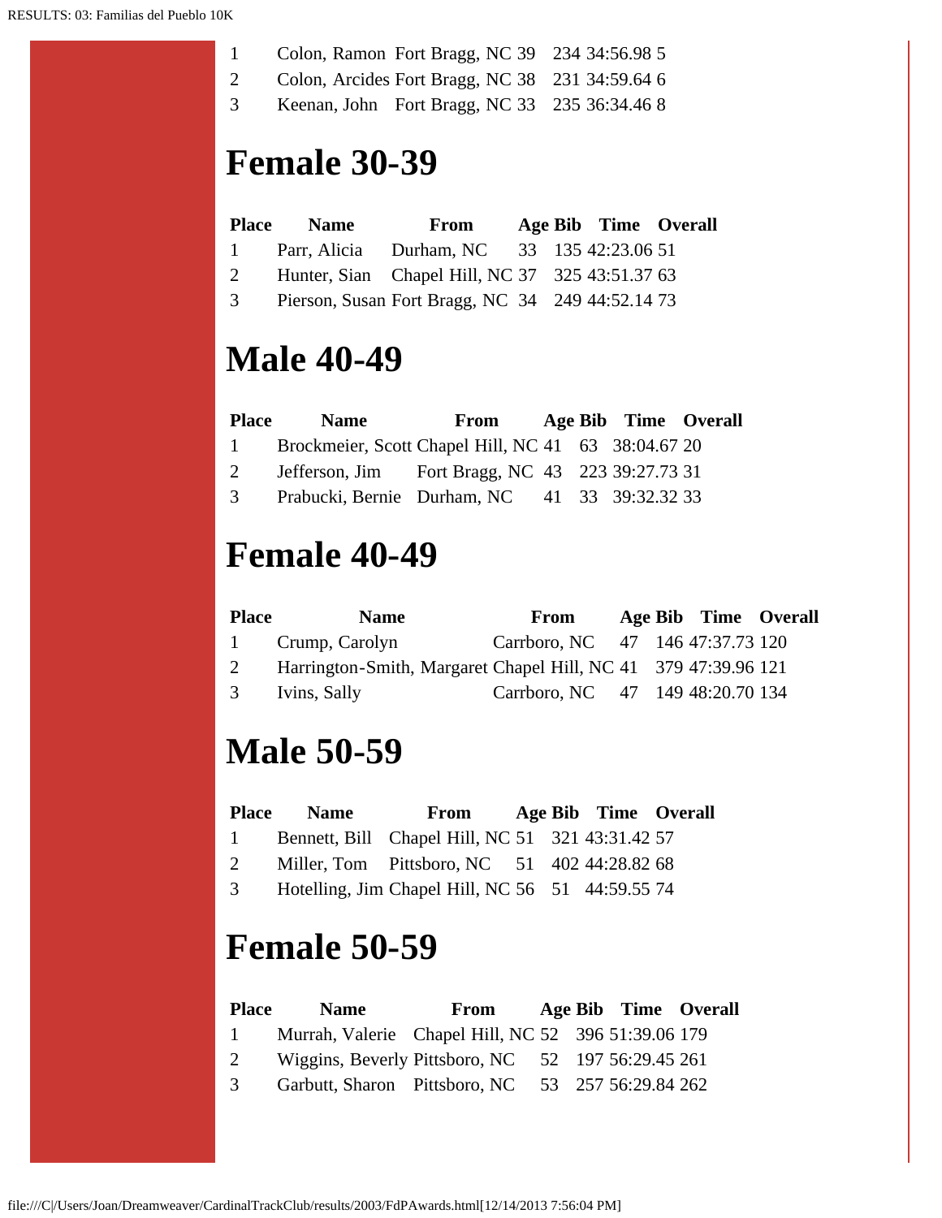| | | | | | | |
|---|---|---|---|---|---|---|
| 1 | Colon, Ramon | Fort Bragg, NC | 39 | 234 | 34:56.98 | 5 |
| 2 | Colon, Arcides | Fort Bragg, NC | 38 | 231 | 34:59.64 | 6 |
| 3 | Keenan, John | Fort Bragg, NC | 33 | 235 | 36:34.46 | 8 |

# Female 30-39

| Place | Name | From | Age | Bib | Time | Overall |
|---|---|---|---|---|---|---|
| 1 | Parr, Alicia | Durham, NC | 33 | 135 | 42:23.06 | 51 |
| 2 | Hunter, Sian | Chapel Hill, NC | 37 | 325 | 43:51.37 | 63 |
| 3 | Pierson, Susan | Fort Bragg, NC | 34 | 249 | 44:52.14 | 73 |

# Male 40-49

| Place | Name | From | Age | Bib | Time | Overall |
|---|---|---|---|---|---|---|
| 1 | Brockmeier, Scott | Chapel Hill, NC | 41 | 63 | 38:04.67 | 20 |
| 2 | Jefferson, Jim | Fort Bragg, NC | 43 | 223 | 39:27.73 | 31 |
| 3 | Prabucki, Bernie | Durham, NC | 41 | 33 | 39:32.32 | 33 |

# Female 40-49

| Place | Name | From | Age | Bib | Time | Overall |
|---|---|---|---|---|---|---|
| 1 | Crump, Carolyn | Carrboro, NC | 47 | 146 | 47:37.73 | 120 |
| 2 | Harrington-Smith, Margaret | Chapel Hill, NC | 41 | 379 | 47:39.96 | 121 |
| 3 | Ivins, Sally | Carrboro, NC | 47 | 149 | 48:20.70 | 134 |

# Male 50-59

| Place | Name | From | Age | Bib | Time | Overall |
|---|---|---|---|---|---|---|
| 1 | Bennett, Bill | Chapel Hill, NC | 51 | 321 | 43:31.42 | 57 |
| 2 | Miller, Tom | Pittsboro, NC | 51 | 402 | 44:28.82 | 68 |
| 3 | Hotelling, Jim | Chapel Hill, NC | 56 | 51 | 44:59.55 | 74 |

# Female 50-59

| Place | Name | From | Age | Bib | Time | Overall |
|---|---|---|---|---|---|---|
| 1 | Murrah, Valerie | Chapel Hill, NC | 52 | 396 | 51:39.06 | 179 |
| 2 | Wiggins, Beverly | Pittsboro, NC | 52 | 197 | 56:29.45 | 261 |
| 3 | Garbutt, Sharon | Pittsboro, NC | 53 | 257 | 56:29.84 | 262 |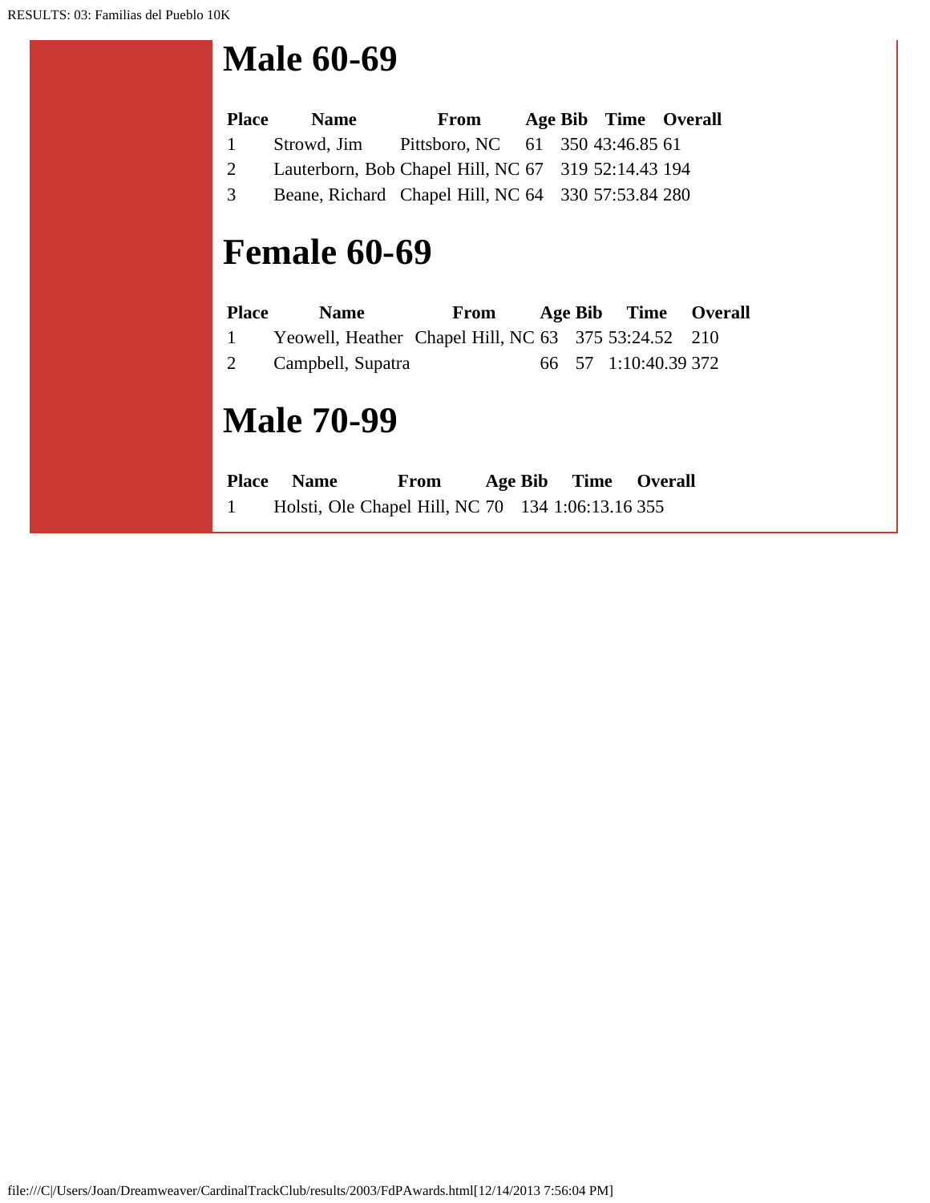# Male 60-69

| Place | Name | From | Age | Bib | Time | Overall |
|---|---|---|---|---|---|---|
| 1 | Strowd, Jim | Pittsboro, NC | 61 | 350 | 43:46.85 | 61 |
| 2 | Lauterborn, Bob | Chapel Hill, NC | 67 | 319 | 52:14.43 | 194 |
| 3 | Beane, Richard | Chapel Hill, NC | 64 | 330 | 57:53.84 | 280 |

# Female 60-69

| Place | Name | From | Age | Bib | Time | Overall |
|---|---|---|---|---|---|---|
| 1 | Yeowell, Heather | Chapel Hill, NC | 63 | 375 | 53:24.52 | 210 |
| 2 | Campbell, Supatra | | 66 | 57 | 1:10:40.39 | 372 |

# Male 70-99

| Place | Name | From | Age | Bib | Time | Overall |
|---|---|---|---|---|---|---|
| 1 | Holsti, Ole | Chapel Hill, NC | 70 | 134 | 1:06:13.16 | 355 |